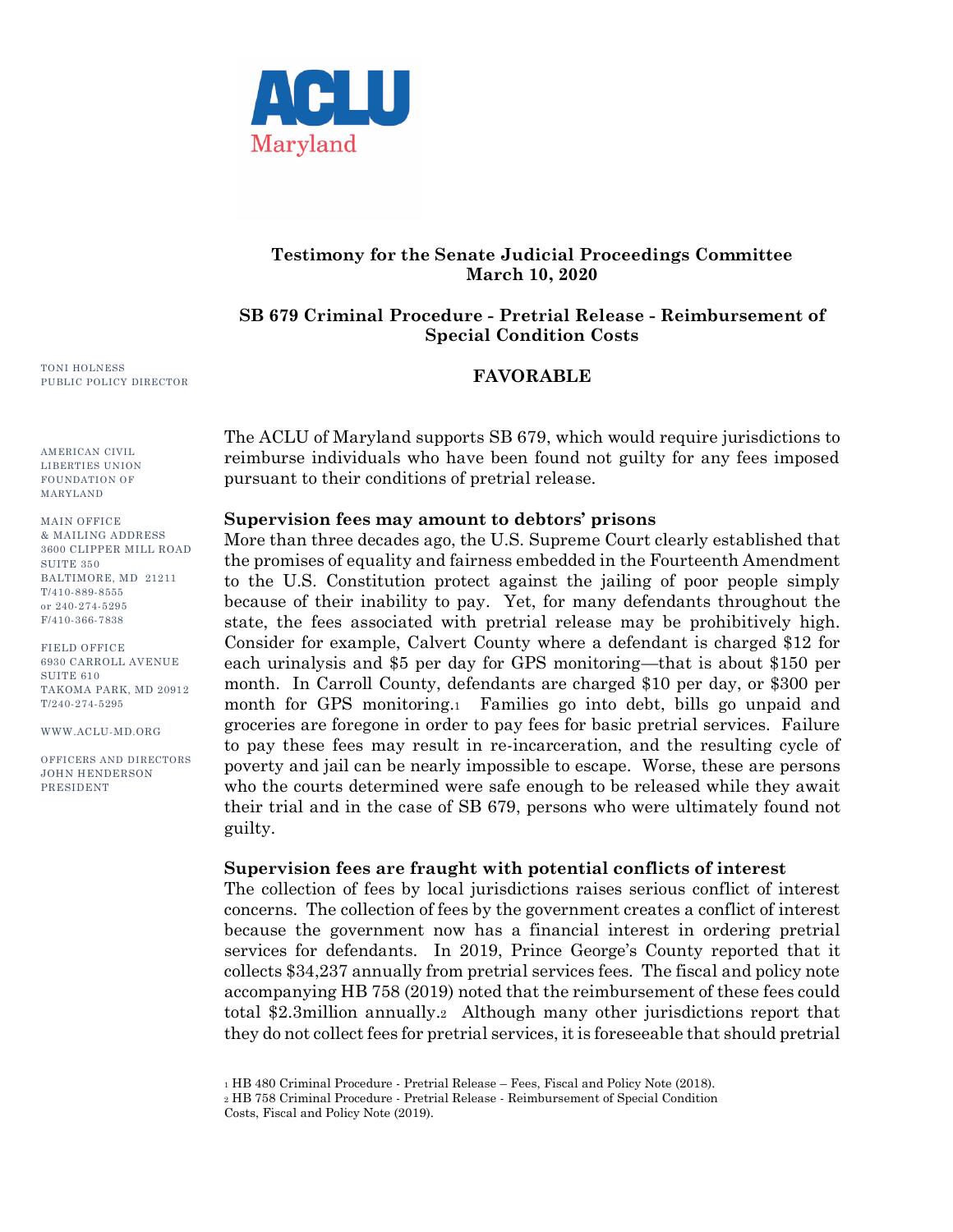ACLU Maryland

**Testimony for the Senate Judicial Proceedings Committee**
**March 10, 2020**

**SB 679 Criminal Procedure - Pretrial Release - Reimbursement of Special Condition Costs**

**FAVORABLE**

TONI HOLNESS
PUBLIC POLICY DIRECTOR

AMERICAN CIVIL LIBERTIES UNION FOUNDATION OF MARYLAND

MAIN OFFICE & MAILING ADDRESS
3600 CLIPPER MILL ROAD
SUITE 350
BALTIMORE, MD 21211
T/410-889-8555
or 240-274-5295
F/410-366-7838

FIELD OFFICE
6930 CARROLL AVENUE
SUITE 610
TAKOMA PARK, MD 20912
T/240-274-5295

WWW.ACLU-MD.ORG

OFFICERS AND DIRECTORS
JOHN HENDERSON
PRESIDENT

The ACLU of Maryland supports SB 679, which would require jurisdictions to reimburse individuals who have been found not guilty for any fees imposed pursuant to their conditions of pretrial release.

**Supervision fees may amount to debtors' prisons**

More than three decades ago, the U.S. Supreme Court clearly established that the promises of equality and fairness embedded in the Fourteenth Amendment to the U.S. Constitution protect against the jailing of poor people simply because of their inability to pay. Yet, for many defendants throughout the state, the fees associated with pretrial release may be prohibitively high. Consider for example, Calvert County where a defendant is charged $12 for each urinalysis and $5 per day for GPS monitoring—that is about $150 per month. In Carroll County, defendants are charged $10 per day, or $300 per month for GPS monitoring.[1] Families go into debt, bills go unpaid and groceries are foregone in order to pay fees for basic pretrial services. Failure to pay these fees may result in re-incarceration, and the resulting cycle of poverty and jail can be nearly impossible to escape. Worse, these are persons who the courts determined were safe enough to be released while they await their trial and in the case of SB 679, persons who were ultimately found not guilty.

**Supervision fees are fraught with potential conflicts of interest**

The collection of fees by local jurisdictions raises serious conflict of interest concerns. The collection of fees by the government creates a conflict of interest because the government now has a financial interest in ordering pretrial services for defendants. In 2019, Prince George's County reported that it collects $34,237 annually from pretrial services fees. The fiscal and policy note accompanying HB 758 (2019) noted that the reimbursement of these fees could total $2.3million annually.[2] Although many other jurisdictions report that they do not collect fees for pretrial services, it is foreseeable that should pretrial

[1] HB 480 Criminal Procedure - Pretrial Release – Fees, Fiscal and Policy Note (2018).
[2] HB 758 Criminal Procedure - Pretrial Release - Reimbursement of Special Condition Costs, Fiscal and Policy Note (2019).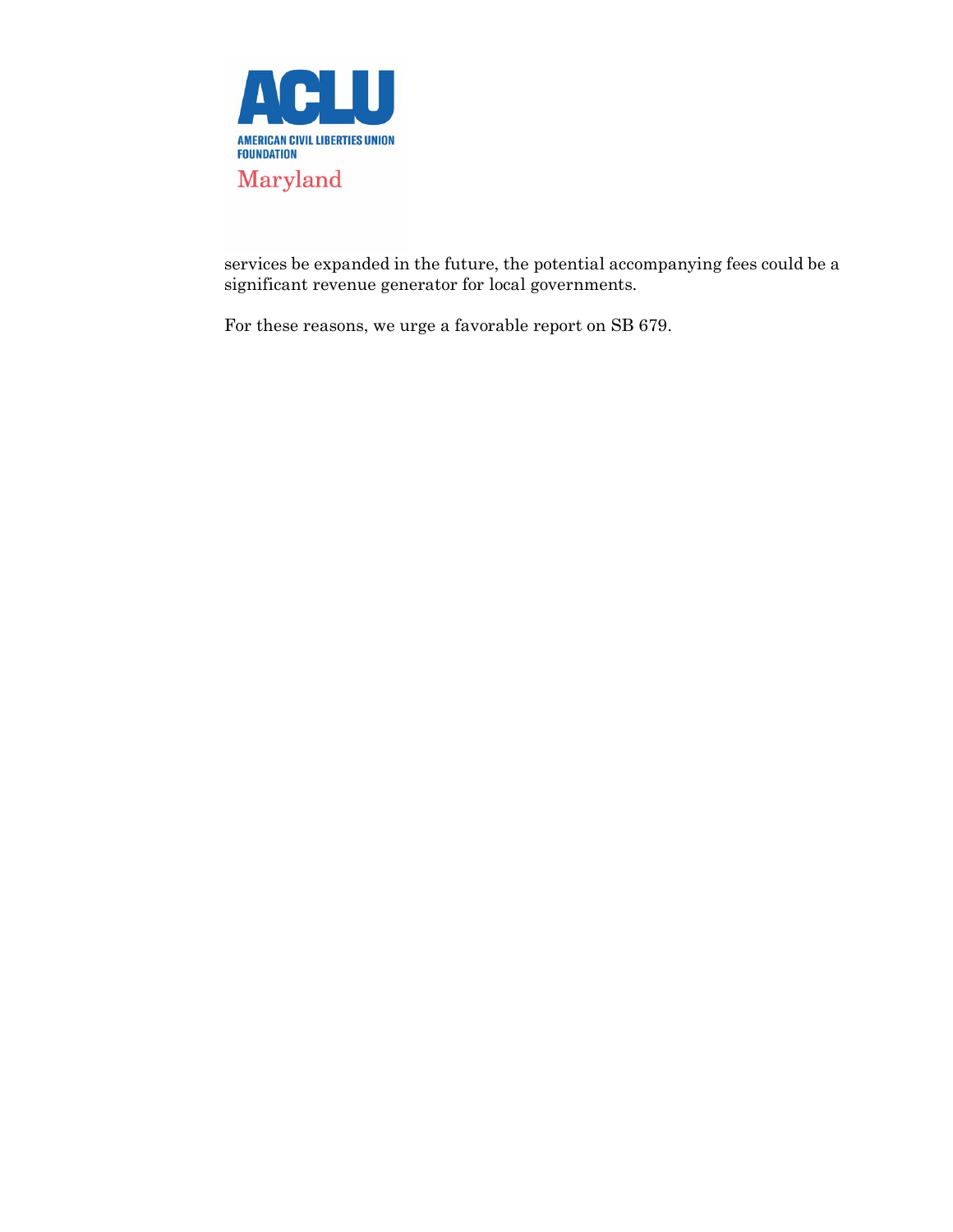services be expanded in the future, the potential accompanying fees could be a significant revenue generator for local governments.

For these reasons, we urge a favorable report on SB 679.